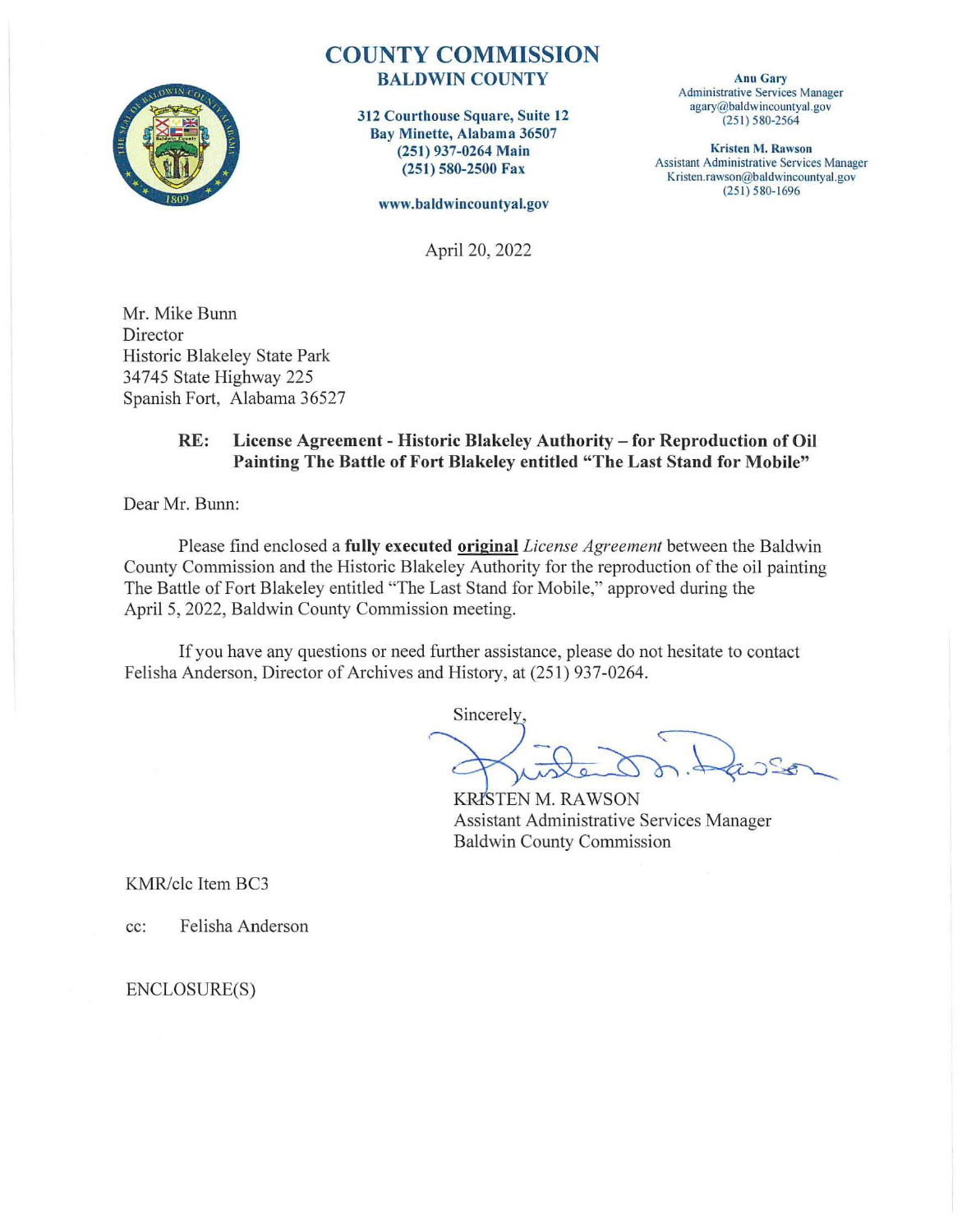# COUNTY COMMISSION
## BALDWIN COUNTY

312 Courthouse Square, Suite 12
Bay Minette, Alabama 36507
(251) 937-0264 Main
(251) 580-2500 Fax

www.baldwincountyal.gov

**Anu Gary**
Administrative Services Manager
agary@baldwincountyal.gov
(251) 580-2564

**Kristen M. Rawson**
Assistant Administrative Services Manager
Kristen.rawson@baldwincountyal.gov
(251) 580-1696

April 20, 2022

Mr. Mike Bunn
Director
Historic Blakeley State Park
34745 State Highway 225
Spanish Fort, Alabama 36527

**RE: License Agreement - Historic Blakeley Authority – for Reproduction of Oil Painting The Battle of Fort Blakeley entitled "The Last Stand for Mobile"**

Dear Mr. Bunn:

Please find enclosed a **fully executed** **original** *License Agreement* between the Baldwin County Commission and the Historic Blakeley Authority for the reproduction of the oil painting The Battle of Fort Blakeley entitled "The Last Stand for Mobile," approved during the April 5, 2022, Baldwin County Commission meeting.

If you have any questions or need further assistance, please do not hesitate to contact Felisha Anderson, Director of Archives and History, at (251) 937-0264.

Sincerely,

KRISTEN M. RAWSON
Assistant Administrative Services Manager
Baldwin County Commission

KMR/clc Item BC3

cc: Felisha Anderson

ENCLOSURE(S)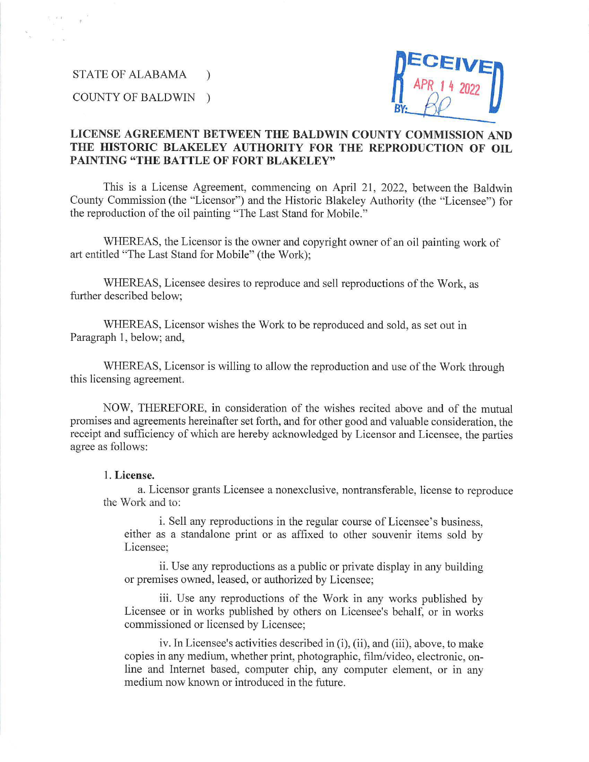STATE OF ALABAMA )

COUNTY OF BALDWIN )

RECEIVED APR 14 2022 BY: BP

**LICENSE AGREEMENT BETWEEN THE BALDWIN COUNTY COMMISSION AND THE HISTORIC BLAKELEY AUTHORITY FOR THE REPRODUCTION OF OIL PAINTING "THE BATTLE OF FORT BLAKELEY"**

This is a License Agreement, commencing on April 21, 2022, between the Baldwin County Commission (the "Licensor") and the Historic Blakeley Authority (the "Licensee") for the reproduction of the oil painting "The Last Stand for Mobile."

WHEREAS, the Licensor is the owner and copyright owner of an oil painting work of art entitled "The Last Stand for Mobile" (the Work);

WHEREAS, Licensee desires to reproduce and sell reproductions of the Work, as further described below;

WHEREAS, Licensor wishes the Work to be reproduced and sold, as set out in Paragraph 1, below; and,

WHEREAS, Licensor is willing to allow the reproduction and use of the Work through this licensing agreement.

NOW, THEREFORE, in consideration of the wishes recited above and of the mutual promises and agreements hereinafter set forth, and for other good and valuable consideration, the receipt and sufficiency of which are hereby acknowledged by Licensor and Licensee, the parties agree as follows:

1. **License.**

a. Licensor grants Licensee a nonexclusive, nontransferable, license to reproduce the Work and to:

i. Sell any reproductions in the regular course of Licensee's business, either as a standalone print or as affixed to other souvenir items sold by Licensee;

ii. Use any reproductions as a public or private display in any building or premises owned, leased, or authorized by Licensee;

iii. Use any reproductions of the Work in any works published by Licensee or in works published by others on Licensee's behalf, or in works commissioned or licensed by Licensee;

iv. In Licensee's activities described in (i), (ii), and (iii), above, to make copies in any medium, whether print, photographic, film/video, electronic, on-line and Internet based, computer chip, any computer element, or in any medium now known or introduced in the future.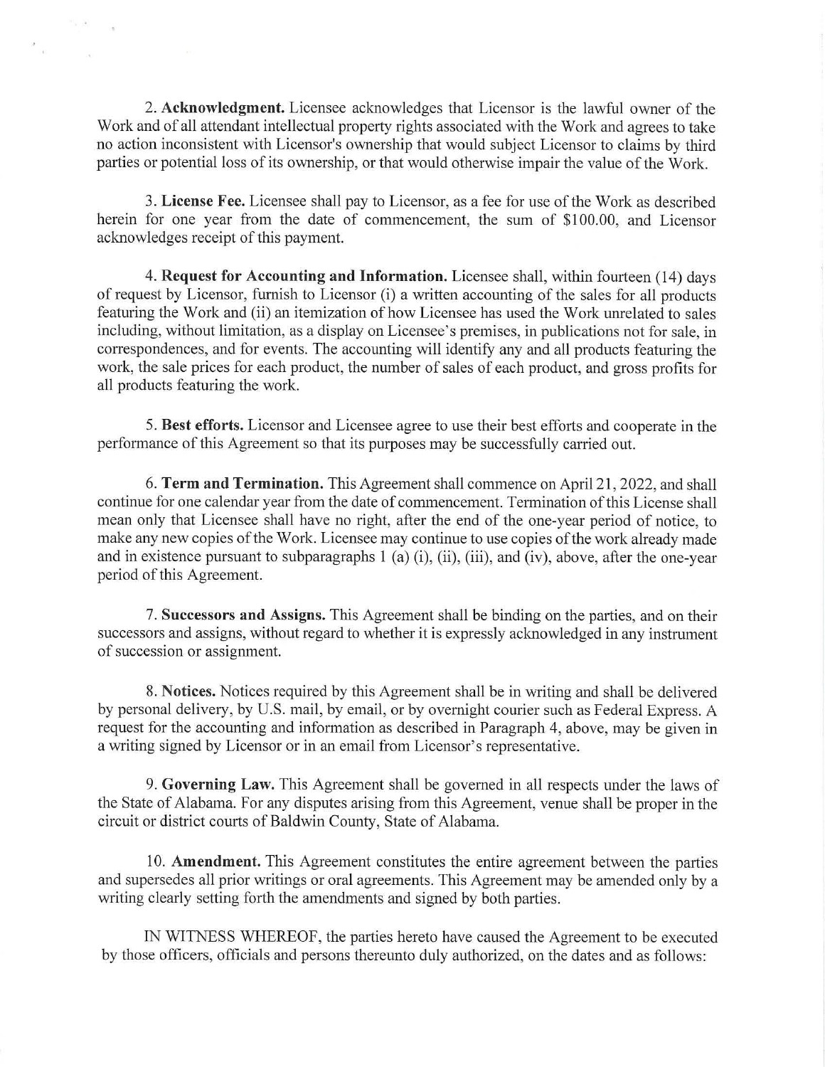2. **Acknowledgment.** Licensee acknowledges that Licensor is the lawful owner of the Work and of all attendant intellectual property rights associated with the Work and agrees to take no action inconsistent with Licensor's ownership that would subject Licensor to claims by third parties or potential loss of its ownership, or that would otherwise impair the value of the Work.

3. **License Fee.** Licensee shall pay to Licensor, as a fee for use of the Work as described herein for one year from the date of commencement, the sum of $100.00, and Licensor acknowledges receipt of this payment.

4. **Request for Accounting and Information.** Licensee shall, within fourteen (14) days of request by Licensor, furnish to Licensor (i) a written accounting of the sales for all products featuring the Work and (ii) an itemization of how Licensee has used the Work unrelated to sales including, without limitation, as a display on Licensee's premises, in publications not for sale, in correspondences, and for events. The accounting will identify any and all products featuring the work, the sale prices for each product, the number of sales of each product, and gross profits for all products featuring the work.

5. **Best efforts.** Licensor and Licensee agree to use their best efforts and cooperate in the performance of this Agreement so that its purposes may be successfully carried out.

6. **Term and Termination.** This Agreement shall commence on April 21, 2022, and shall continue for one calendar year from the date of commencement. Termination of this License shall mean only that Licensee shall have no right, after the end of the one-year period of notice, to make any new copies of the Work. Licensee may continue to use copies of the work already made and in existence pursuant to subparagraphs 1 (a) (i), (ii), (iii), and (iv), above, after the one-year period of this Agreement.

7. **Successors and Assigns.** This Agreement shall be binding on the parties, and on their successors and assigns, without regard to whether it is expressly acknowledged in any instrument of succession or assignment.

8. **Notices.** Notices required by this Agreement shall be in writing and shall be delivered by personal delivery, by U.S. mail, by email, or by overnight courier such as Federal Express. A request for the accounting and information as described in Paragraph 4, above, may be given in a writing signed by Licensor or in an email from Licensor's representative.

9. **Governing Law.** This Agreement shall be governed in all respects under the laws of the State of Alabama. For any disputes arising from this Agreement, venue shall be proper in the circuit or district courts of Baldwin County, State of Alabama.

10. **Amendment.** This Agreement constitutes the entire agreement between the parties and supersedes all prior writings or oral agreements. This Agreement may be amended only by a writing clearly setting forth the amendments and signed by both parties.

IN WITNESS WHEREOF, the parties hereto have caused the Agreement to be executed by those officers, officials and persons thereunto duly authorized, on the dates and as follows: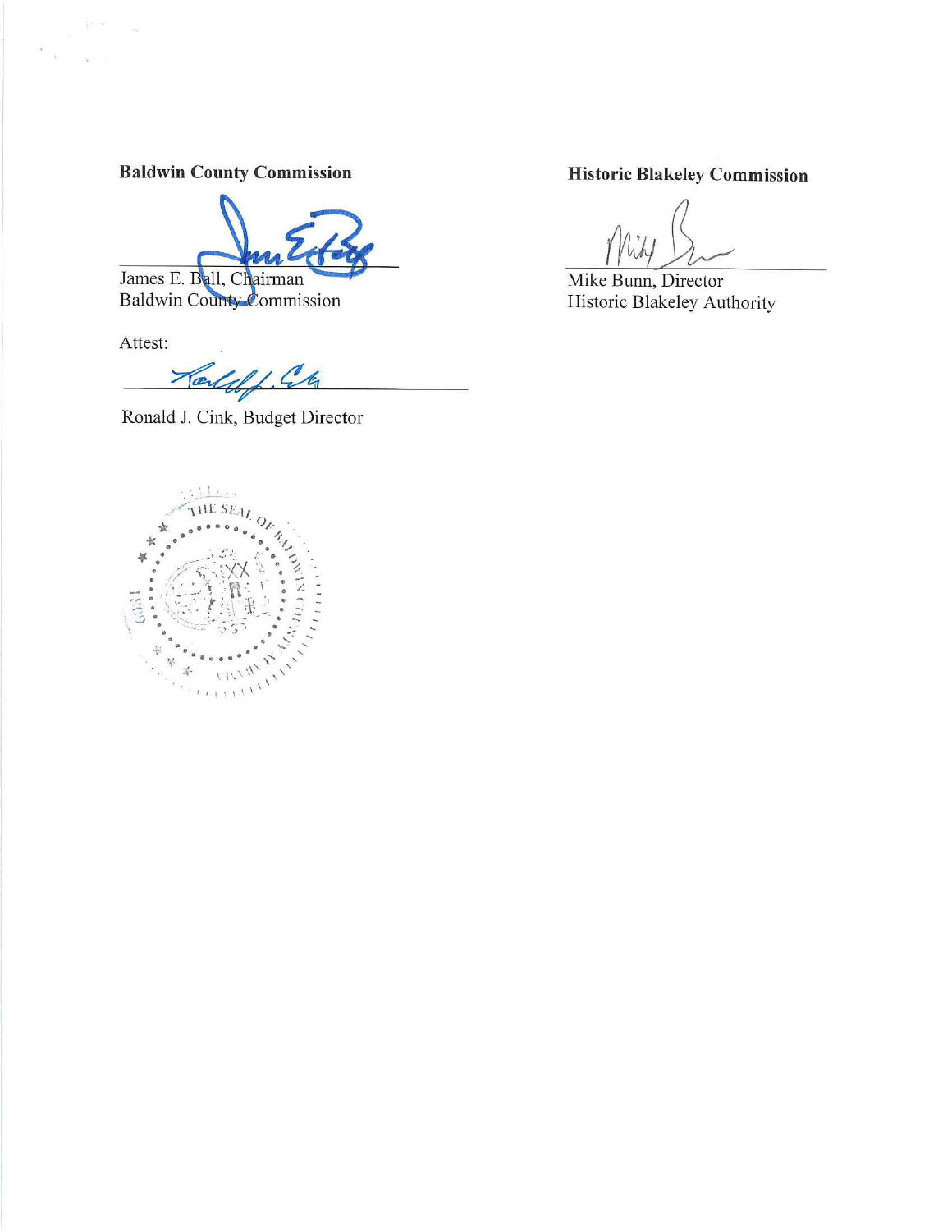**Baldwin County Commission**

James E. Ball, Chairman
Baldwin County Commission

Attest:

Ronald J. Cink, Budget Director

**Historic Blakeley Commission**

Mike Bunn, Director
Historic Blakeley Authority